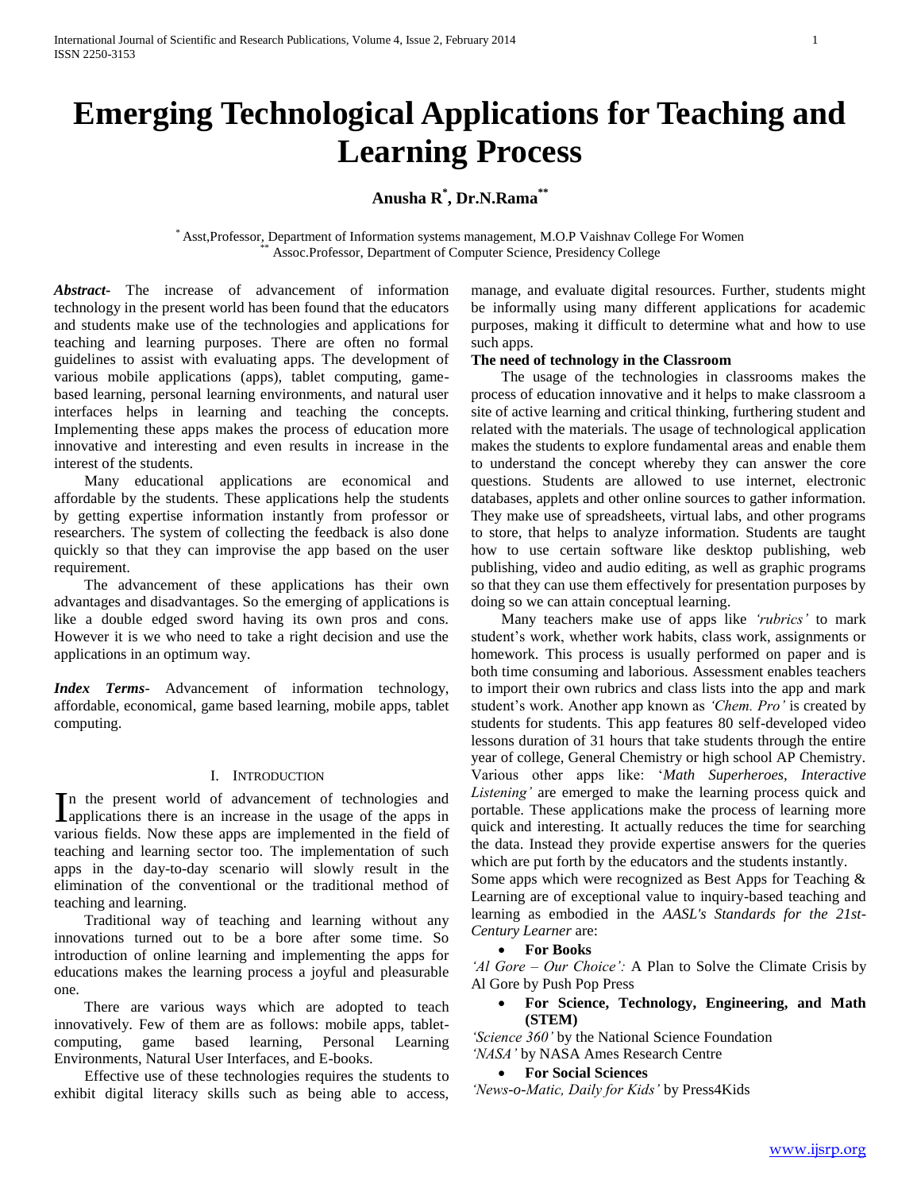# Emerging Technological Applications for Teaching and Learning Process

**Anusha R[*], Dr.N.Rama[**]**

[*] Asst,Professor, Department of Information systems management, M.O.P Vaishnav College For Women
[**] Assoc.Professor, Department of Computer Science, Presidency College

***Abstract-*** The increase of advancement of information technology in the present world has been found that the educators and students make use of the technologies and applications for teaching and learning purposes. There are often no formal guidelines to assist with evaluating apps. The development of various mobile applications (apps), tablet computing, game-based learning, personal learning environments, and natural user interfaces helps in learning and teaching the concepts. Implementing these apps makes the process of education more innovative and interesting and even results in increase in the interest of the students.

Many educational applications are economical and affordable by the students. These applications help the students by getting expertise information instantly from professor or researchers. The system of collecting the feedback is also done quickly so that they can improvise the app based on the user requirement.

The advancement of these applications has their own advantages and disadvantages. So the emerging of applications is like a double edged sword having its own pros and cons. However it is we who need to take a right decision and use the applications in an optimum way.

***Index Terms-*** Advancement of information technology, affordable, economical, game based learning, mobile apps, tablet computing.

## I. Introduction

In the present world of advancement of technologies and applications there is an increase in the usage of the apps in various fields. Now these apps are implemented in the field of teaching and learning sector too. The implementation of such apps in the day-to-day scenario will slowly result in the elimination of the conventional or the traditional method of teaching and learning.

Traditional way of teaching and learning without any innovations turned out to be a bore after some time. So introduction of online learning and implementing the apps for educations makes the learning process a joyful and pleasurable one.

There are various ways which are adopted to teach innovatively. Few of them are as follows: mobile apps, tablet-computing, game based learning, Personal Learning Environments, Natural User Interfaces, and E-books.

Effective use of these technologies requires the students to exhibit digital literacy skills such as being able to access, manage, and evaluate digital resources. Further, students might be informally using many different applications for academic purposes, making it difficult to determine what and how to use such apps.

**The need of technology in the Classroom**

The usage of the technologies in classrooms makes the process of education innovative and it helps to make classroom a site of active learning and critical thinking, furthering student and related with the materials. The usage of technological application makes the students to explore fundamental areas and enable them to understand the concept whereby they can answer the core questions. Students are allowed to use internet, electronic databases, applets and other online sources to gather information. They make use of spreadsheets, virtual labs, and other programs to store, that helps to analyze information. Students are taught how to use certain software like desktop publishing, web publishing, video and audio editing, as well as graphic programs so that they can use them effectively for presentation purposes by doing so we can attain conceptual learning.

Many teachers make use of apps like *'rubrics'* to mark student's work, whether work habits, class work, assignments or homework. This process is usually performed on paper and is both time consuming and laborious. Assessment enables teachers to import their own rubrics and class lists into the app and mark student's work. Another app known as *'Chem. Pro'* is created by students for students. This app features 80 self-developed video lessons duration of 31 hours that take students through the entire year of college, General Chemistry or high school AP Chemistry. Various other apps like: '*Math Superheroes*, *Interactive Listening'* are emerged to make the learning process quick and portable. These applications make the process of learning more quick and interesting. It actually reduces the time for searching the data. Instead they provide expertise answers for the queries which are put forth by the educators and the students instantly.
Some apps which were recognized as Best Apps for Teaching & Learning are of exceptional value to inquiry-based teaching and learning as embodied in the *AASL's Standards for the 21st-Century Learner* are:

- **For Books**

*'Al Gore – Our Choice':* A Plan to Solve the Climate Crisis by Al Gore by Push Pop Press

- **For Science, Technology, Engineering, and Math (STEM)**

*'Science 360'* by the National Science Foundation
*'NASA'* by NASA Ames Research Centre

- **For Social Sciences**

*'News-o-Matic, Daily for Kids'* by Press4Kids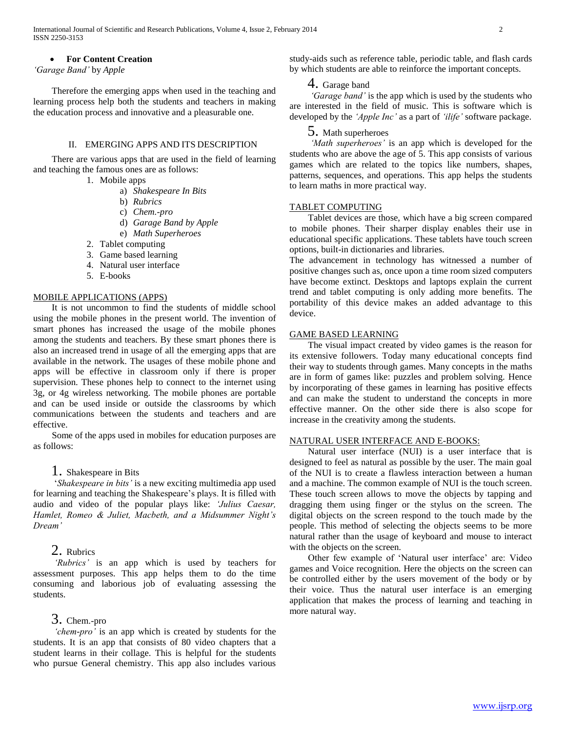- **For Content Creation**

*'Garage Band'* by *Apple*

Therefore the emerging apps when used in the teaching and learning process help both the students and teachers in making the education process and innovative and a pleasurable one.

## II. EMERGING APPS AND ITS DESCRIPTION

There are various apps that are used in the field of learning and teaching the famous ones are as follows:

1. Mobile apps
    a) *Shakespeare In Bits*
    b) *Rubrics*
    c) *Chem.-pro*
    d) *Garage Band by Apple*
    e) *Math Superheroes*
2. Tablet computing
3. Game based learning
4. Natural user interface
5. E-books

### MOBILE APPLICATIONS (APPS)

It is not uncommon to find the students of middle school using the mobile phones in the present world. The invention of smart phones has increased the usage of the mobile phones among the students and teachers. By these smart phones there is also an increased trend in usage of all the emerging apps that are available in the network. The usages of these mobile phone and apps will be effective in classroom only if there is proper supervision. These phones help to connect to the internet using 3g, or 4g wireless networking. The mobile phones are portable and can be used inside or outside the classrooms by which communications between the students and teachers and are effective.

Some of the apps used in mobiles for education purposes are as follows:

#### 1. Shakespeare in Bits

'*Shakespeare in bits'* is a new exciting multimedia app used for learning and teaching the Shakespeare's plays. It is filled with audio and video of the popular plays like: *'Julius Caesar, Hamlet, Romeo & Juliet, Macbeth, and a Midsummer Night's Dream'*

#### 2. Rubrics

*'Rubrics'* is an app which is used by teachers for assessment purposes. This app helps them to do the time consuming and laborious job of evaluating assessing the students.

#### 3. Chem.-pro

*'chem-pro'* is an app which is created by students for the students. It is an app that consists of 80 video chapters that a student learns in their collage. This is helpful for the students who pursue General chemistry. This app also includes various study-aids such as reference table, periodic table, and flash cards by which students are able to reinforce the important concepts.

#### 4. Garage band

*'Garage band'* is the app which is used by the students who are interested in the field of music. This is software which is developed by the *'Apple Inc'* as a part of *'ilife'* software package.

#### 5. Math superheroes

*'Math superheroes'* is an app which is developed for the students who are above the age of 5. This app consists of various games which are related to the topics like numbers, shapes, patterns, sequences, and operations. This app helps the students to learn maths in more practical way.

### TABLET COMPUTING

Tablet devices are those, which have a big screen compared to mobile phones. Their sharper display enables their use in educational specific applications. These tablets have touch screen options, built-in dictionaries and libraries.

The advancement in technology has witnessed a number of positive changes such as, once upon a time room sized computers have become extinct. Desktops and laptops explain the current trend and tablet computing is only adding more benefits. The portability of this device makes an added advantage to this device.

### GAME BASED LEARNING

The visual impact created by video games is the reason for its extensive followers. Today many educational concepts find their way to students through games. Many concepts in the maths are in form of games like: puzzles and problem solving. Hence by incorporating of these games in learning has positive effects and can make the student to understand the concepts in more effective manner. On the other side there is also scope for increase in the creativity among the students.

### NATURAL USER INTERFACE AND E-BOOKS:

Natural user interface (NUI) is a user interface that is designed to feel as natural as possible by the user. The main goal of the NUI is to create a flawless interaction between a human and a machine. The common example of NUI is the touch screen. These touch screen allows to move the objects by tapping and dragging them using finger or the stylus on the screen. The digital objects on the screen respond to the touch made by the people. This method of selecting the objects seems to be more natural rather than the usage of keyboard and mouse to interact with the objects on the screen.

Other few example of 'Natural user interface' are: Video games and Voice recognition. Here the objects on the screen can be controlled either by the users movement of the body or by their voice. Thus the natural user interface is an emerging application that makes the process of learning and teaching in more natural way.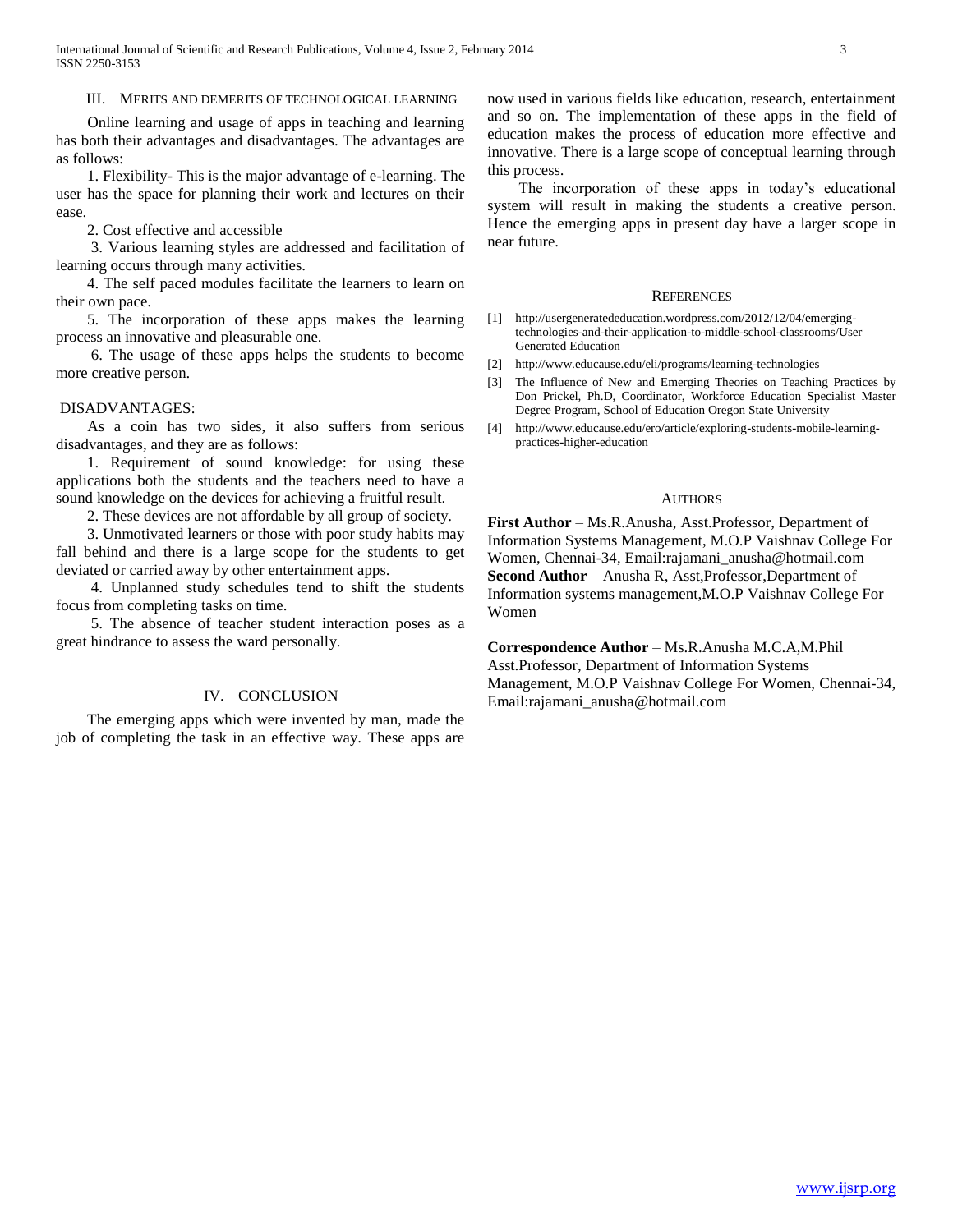## III. MERITS AND DEMERITS OF TECHNOLOGICAL LEARNING

Online learning and usage of apps in teaching and learning has both their advantages and disadvantages. The advantages are as follows:

1. Flexibility- This is the major advantage of e-learning. The user has the space for planning their work and lectures on their ease.

2. Cost effective and accessible

3. Various learning styles are addressed and facilitation of learning occurs through many activities.

4. The self paced modules facilitate the learners to learn on their own pace.

5. The incorporation of these apps makes the learning process an innovative and pleasurable one.

6. The usage of these apps helps the students to become more creative person.

DISADVANTAGES:

As a coin has two sides, it also suffers from serious disadvantages, and they are as follows:

1. Requirement of sound knowledge: for using these applications both the students and the teachers need to have a sound knowledge on the devices for achieving a fruitful result.

2. These devices are not affordable by all group of society.

3. Unmotivated learners or those with poor study habits may fall behind and there is a large scope for the students to get deviated or carried away by other entertainment apps.

4. Unplanned study schedules tend to shift the students focus from completing tasks on time.

5. The absence of teacher student interaction poses as a great hindrance to assess the ward personally.

## IV. CONCLUSION

The emerging apps which were invented by man, made the job of completing the task in an effective way. These apps are now used in various fields like education, research, entertainment and so on. The implementation of these apps in the field of education makes the process of education more effective and innovative. There is a large scope of conceptual learning through this process.

The incorporation of these apps in today's educational system will result in making the students a creative person. Hence the emerging apps in present day have a larger scope in near future.

## REFERENCES

[1] http://usergeneratededucation.wordpress.com/2012/12/04/emerging-technologies-and-their-application-to-middle-school-classrooms/User Generated Education

[2] http://www.educause.edu/eli/programs/learning-technologies

[3] The Influence of New and Emerging Theories on Teaching Practices by Don Prickel, Ph.D, Coordinator, Workforce Education Specialist Master Degree Program, School of Education Oregon State University

[4] http://www.educause.edu/ero/article/exploring-students-mobile-learning-practices-higher-education

## AUTHORS

**First Author** – Ms.R.Anusha, Asst.Professor, Department of Information Systems Management, M.O.P Vaishnav College For Women, Chennai-34, Email:rajamani_anusha@hotmail.com

**Second Author** – Anusha R, Asst,Professor,Department of Information systems management,M.O.P Vaishnav College For Women

**Correspondence Author** – Ms.R.Anusha M.C.A,M.Phil Asst.Professor, Department of Information Systems Management, M.O.P Vaishnav College For Women, Chennai-34, Email:rajamani_anusha@hotmail.com